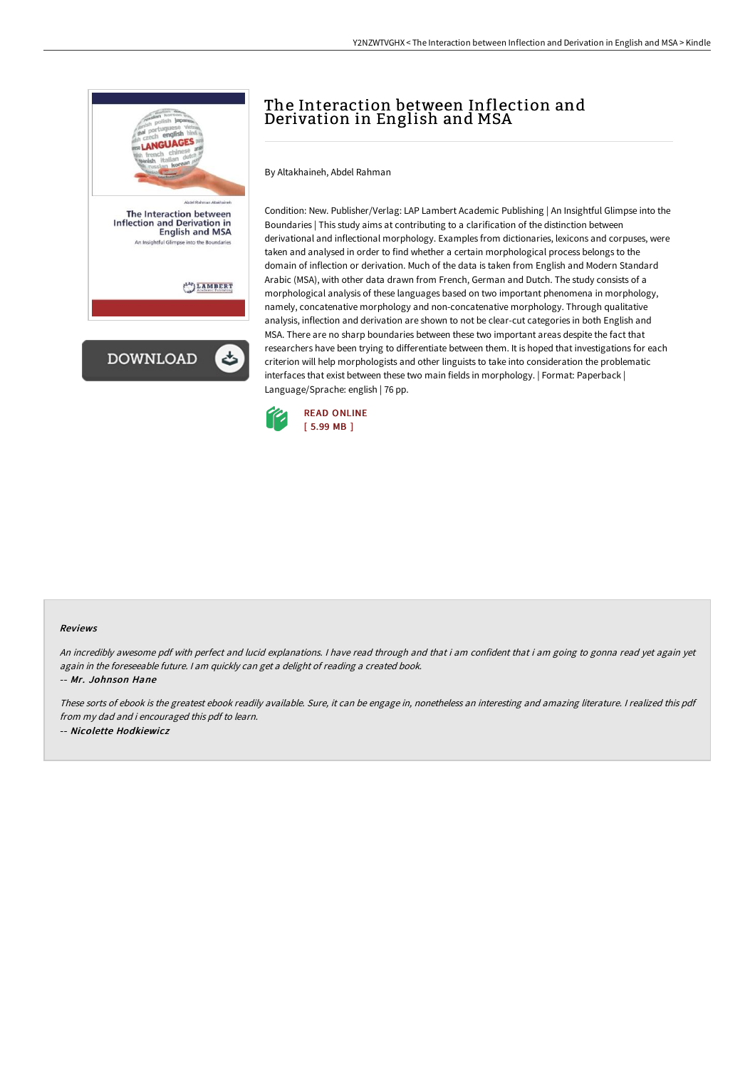# The Interaction between Inflection and Derivation in English and MSA

By Altakhaineh, Abdel Rahman

Condition: New. Publisher/Verlag: LAP Lambert Academic Publishing | An Insightful Glimpse into the Boundaries | This study aims at contributing to a clarification of the distinction between derivational and inflectional morphology. Examples from dictionaries, lexicons and corpuses, were taken and analysed in order to find whether a certain morphological process belongs to the domain of inflection or derivation. Much of the data is taken from English and Modern Standard Arabic (MSA), with other data drawn from French, German and Dutch. The study consists of a morphological analysis of these languages based on two important phenomena in morphology, namely, concatenative morphology and non-concatenative morphology. Through qualitative analysis, inflection and derivation are shown to not be clear-cut categories in both English and MSA. There are no sharp boundaries between these two important areas despite the fact that researchers have been trying to differentiate between them. It is hoped that investigations for each criterion will help morphologists and other linguists to take into consideration the problematic interfaces that exist between these two main fields in morphology. | Format: Paperback | Language/Sprache: english | 76 pp.

READ ONLINE
[ 5.99 MB ]

#### Reviews

*An incredibly awesome pdf with perfect and lucid explanations. I have read through and that i am confident that i am going to gonna read yet again yet again in the foreseeable future. I am quickly can get a delight of reading a created book.*

-- ***Mr. Johnson Hane***

*These sorts of ebook is the greatest ebook readily available. Sure, it can be engage in, nonetheless an interesting and amazing literature. I realized this pdf from my dad and i encouraged this pdf to learn.*

-- ***Nicolette Hodkiewicz***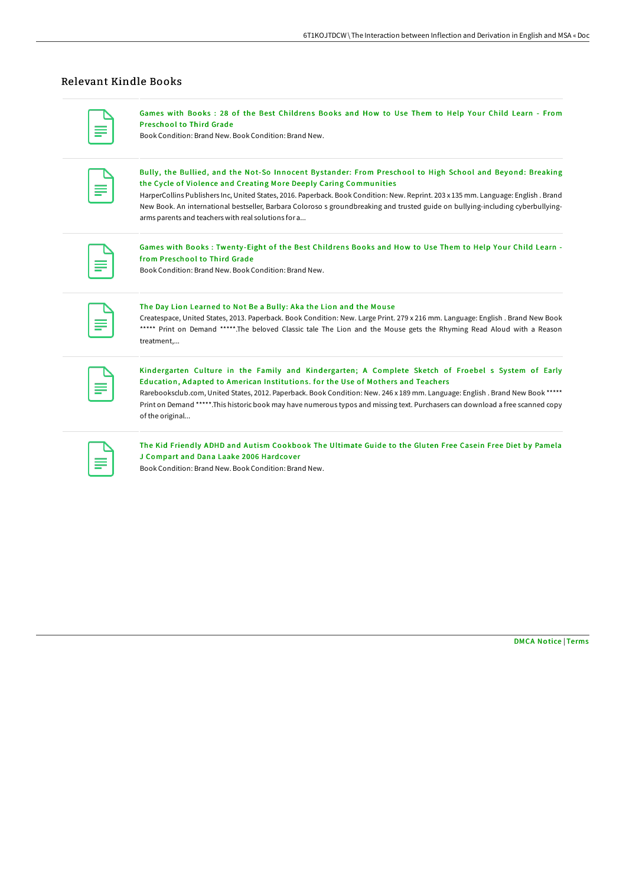## Relevant Kindle Books

**Games with Books : 28 of the Best Childrens Books and How to Use Them to Help Your Child Learn - From Preschool to Third Grade**

Book Condition: Brand New. Book Condition: Brand New.

**Bully, the Bullied, and the Not-So Innocent Bystander: From Preschool to High School and Beyond: Breaking the Cycle of Violence and Creating More Deeply Caring Communities**

HarperCollins Publishers Inc, United States, 2016. Paperback. Book Condition: New. Reprint. 203 x 135 mm. Language: English . Brand New Book. An international bestseller, Barbara Coloroso s groundbreaking and trusted guide on bullying-including cyberbullying-arms parents and teachers with real solutions for a...

**Games with Books : Twenty-Eight of the Best Childrens Books and How to Use Them to Help Your Child Learn - from Preschool to Third Grade**

Book Condition: Brand New. Book Condition: Brand New.

**The Day Lion Learned to Not Be a Bully: Aka the Lion and the Mouse**

Createspace, United States, 2013. Paperback. Book Condition: New. Large Print. 279 x 216 mm. Language: English . Brand New Book ***** Print on Demand *****.The beloved Classic tale The Lion and the Mouse gets the Rhyming Read Aloud with a Reason treatment,...

**Kindergarten Culture in the Family and Kindergarten; A Complete Sketch of Froebel s System of Early Education, Adapted to American Institutions. for the Use of Mothers and Teachers**

Rarebooksclub.com, United States, 2012. Paperback. Book Condition: New. 246 x 189 mm. Language: English . Brand New Book ***** Print on Demand *****.This historic book may have numerous typos and missing text. Purchasers can download a free scanned copy of the original...

**The Kid Friendly ADHD and Autism Cookbook The Ultimate Guide to the Gluten Free Casein Free Diet by Pamela J Compart and Dana Laake 2006 Hardcover**

Book Condition: Brand New. Book Condition: Brand New.